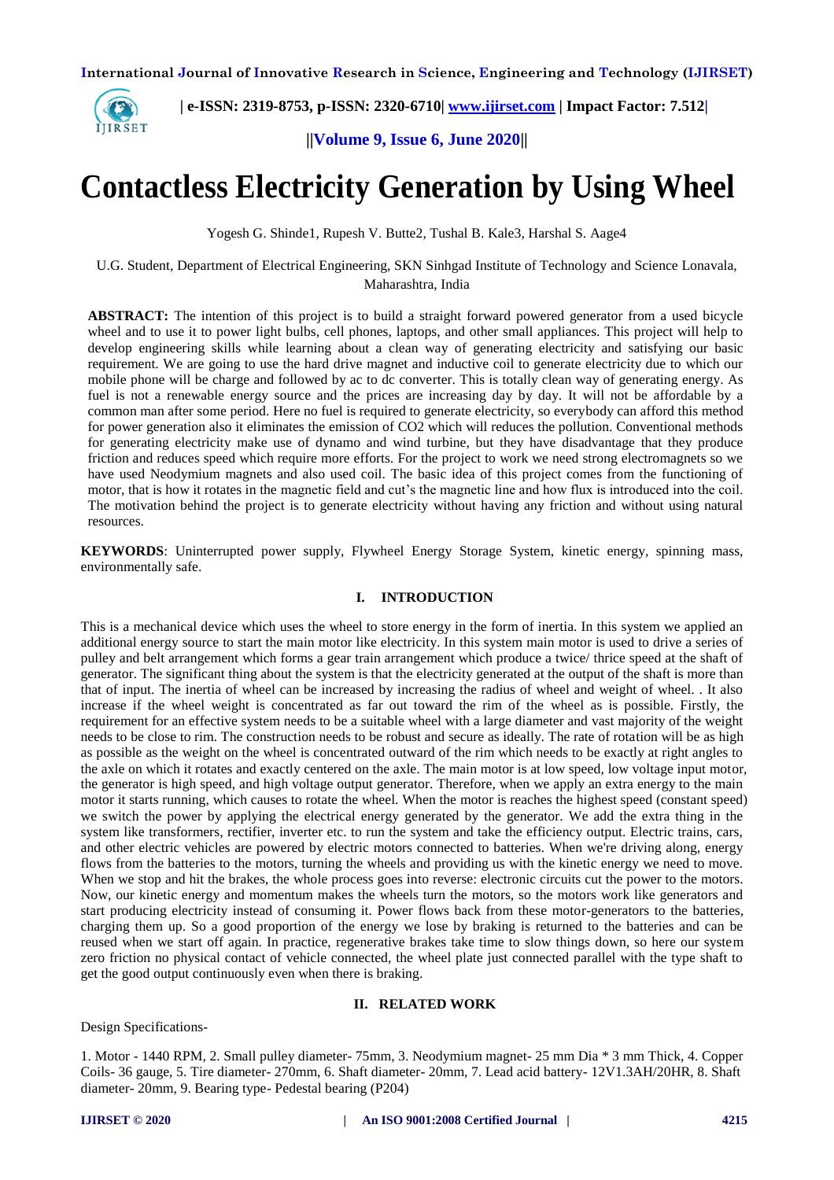# Contactless Electricity Generation by Using Wheel

Yogesh G. Shinde1, Rupesh V. Butte2, Tushal B. Kale3, Harshal S. Aage4

U.G. Student, Department of Electrical Engineering, SKN Sinhgad Institute of Technology and Science Lonavala, Maharashtra, India

**ABSTRACT:** The intention of this project is to build a straight forward powered generator from a used bicycle wheel and to use it to power light bulbs, cell phones, laptops, and other small appliances. This project will help to develop engineering skills while learning about a clean way of generating electricity and satisfying our basic requirement. We are going to use the hard drive magnet and inductive coil to generate electricity due to which our mobile phone will be charge and followed by ac to dc converter. This is totally clean way of generating energy. As fuel is not a renewable energy source and the prices are increasing day by day. It will not be affordable by a common man after some period. Here no fuel is required to generate electricity, so everybody can afford this method for power generation also it eliminates the emission of CO2 which will reduces the pollution. Conventional methods for generating electricity make use of dynamo and wind turbine, but they have disadvantage that they produce friction and reduces speed which require more efforts. For the project to work we need strong electromagnets so we have used Neodymium magnets and also used coil. The basic idea of this project comes from the functioning of motor, that is how it rotates in the magnetic field and cut's the magnetic line and how flux is introduced into the coil. The motivation behind the project is to generate electricity without having any friction and without using natural resources.

**KEYWORDS**: Uninterrupted power supply, Flywheel Energy Storage System, kinetic energy, spinning mass, environmentally safe.

## I. INTRODUCTION

This is a mechanical device which uses the wheel to store energy in the form of inertia. In this system we applied an additional energy source to start the main motor like electricity. In this system main motor is used to drive a series of pulley and belt arrangement which forms a gear train arrangement which produce a twice/ thrice speed at the shaft of generator. The significant thing about the system is that the electricity generated at the output of the shaft is more than that of input. The inertia of wheel can be increased by increasing the radius of wheel and weight of wheel. . It also increase if the wheel weight is concentrated as far out toward the rim of the wheel as is possible. Firstly, the requirement for an effective system needs to be a suitable wheel with a large diameter and vast majority of the weight needs to be close to rim. The construction needs to be robust and secure as ideally. The rate of rotation will be as high as possible as the weight on the wheel is concentrated outward of the rim which needs to be exactly at right angles to the axle on which it rotates and exactly centered on the axle. The main motor is at low speed, low voltage input motor, the generator is high speed, and high voltage output generator. Therefore, when we apply an extra energy to the main motor it starts running, which causes to rotate the wheel. When the motor is reaches the highest speed (constant speed) we switch the power by applying the electrical energy generated by the generator. We add the extra thing in the system like transformers, rectifier, inverter etc. to run the system and take the efficiency output. Electric trains, cars, and other electric vehicles are powered by electric motors connected to batteries. When we're driving along, energy flows from the batteries to the motors, turning the wheels and providing us with the kinetic energy we need to move. When we stop and hit the brakes, the whole process goes into reverse: electronic circuits cut the power to the motors. Now, our kinetic energy and momentum makes the wheels turn the motors, so the motors work like generators and start producing electricity instead of consuming it. Power flows back from these motor-generators to the batteries, charging them up. So a good proportion of the energy we lose by braking is returned to the batteries and can be reused when we start off again. In practice, regenerative brakes take time to slow things down, so here our system zero friction no physical contact of vehicle connected, the wheel plate just connected parallel with the type shaft to get the good output continuously even when there is braking.

## II. RELATED WORK

Design Specifications-

1. Motor - 1440 RPM, 2. Small pulley diameter- 75mm, 3. Neodymium magnet- 25 mm Dia * 3 mm Thick, 4. Copper Coils- 36 gauge, 5. Tire diameter- 270mm, 6. Shaft diameter- 20mm, 7. Lead acid battery- 12V1.3AH/20HR, 8. Shaft diameter- 20mm, 9. Bearing type- Pedestal bearing (P204)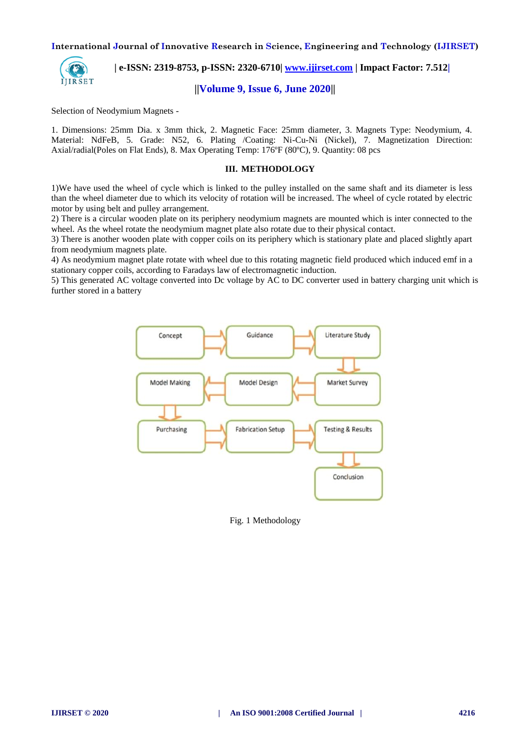Selection of Neodymium Magnets -

1. Dimensions: 25mm Dia. x 3mm thick, 2. Magnetic Face: 25mm diameter, 3. Magnets Type: Neodymium, 4. Material: NdFeB, 5. Grade: N52, 6. Plating /Coating: Ni-Cu-Ni (Nickel), 7. Magnetization Direction: Axial/radial(Poles on Flat Ends), 8. Max Operating Temp: 176ºF (80ºC), 9. Quantity: 08 pcs

## III. METHODOLOGY

1)We have used the wheel of cycle which is linked to the pulley installed on the same shaft and its diameter is less than the wheel diameter due to which its velocity of rotation will be increased. The wheel of cycle rotated by electric motor by using belt and pulley arrangement.

2) There is a circular wooden plate on its periphery neodymium magnets are mounted which is inter connected to the wheel. As the wheel rotate the neodymium magnet plate also rotate due to their physical contact.

3) There is another wooden plate with copper coils on its periphery which is stationary plate and placed slightly apart from neodymium magnets plate.

4) As neodymium magnet plate rotate with wheel due to this rotating magnetic field produced which induced emf in a stationary copper coils, according to Faradays law of electromagnetic induction.

5) This generated AC voltage converted into Dc voltage by AC to DC converter used in battery charging unit which is further stored in a battery

Concept → Guidance → Literature Study → Market Survey → Model Design → Model Making → Purchasing → Fabrication Setup → Testing & Results → Conclusion

Fig. 1 Methodology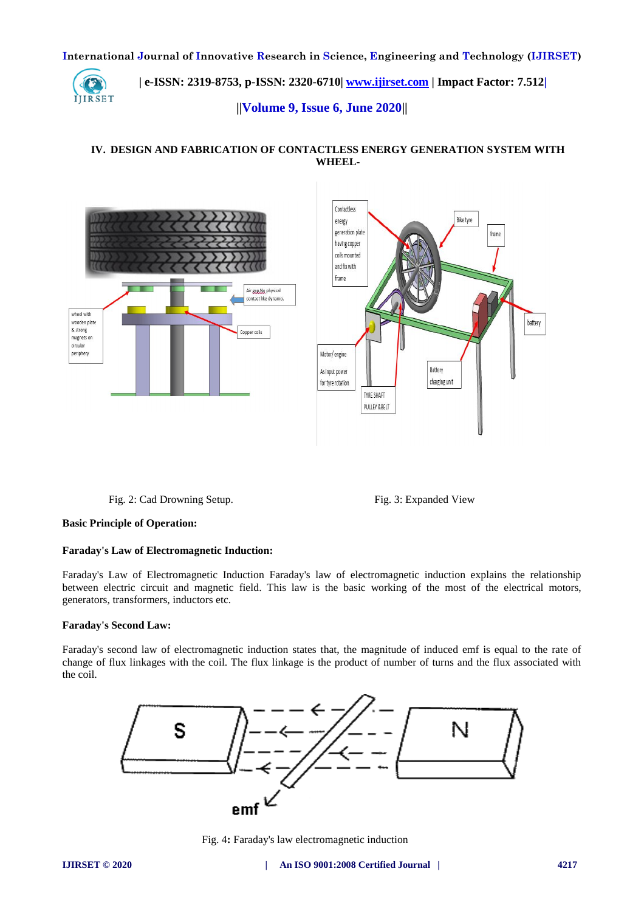## IV. DESIGN AND FABRICATION OF CONTACTLESS ENERGY GENERATION SYSTEM WITH WHEEL-

Fig. 2: Cad Drowning Setup.

Fig. 3: Expanded View

**Basic Principle of Operation:**

**Faraday's Law of Electromagnetic Induction:**

Faraday's Law of Electromagnetic Induction Faraday's law of electromagnetic induction explains the relationship between electric circuit and magnetic field. This law is the basic working of the most of the electrical motors, generators, transformers, inductors etc.

**Faraday's Second Law:**

Faraday's second law of electromagnetic induction states that, the magnitude of induced emf is equal to the rate of change of flux linkages with the coil. The flux linkage is the product of number of turns and the flux associated with the coil.

Fig. 4**:** Faraday's law electromagnetic induction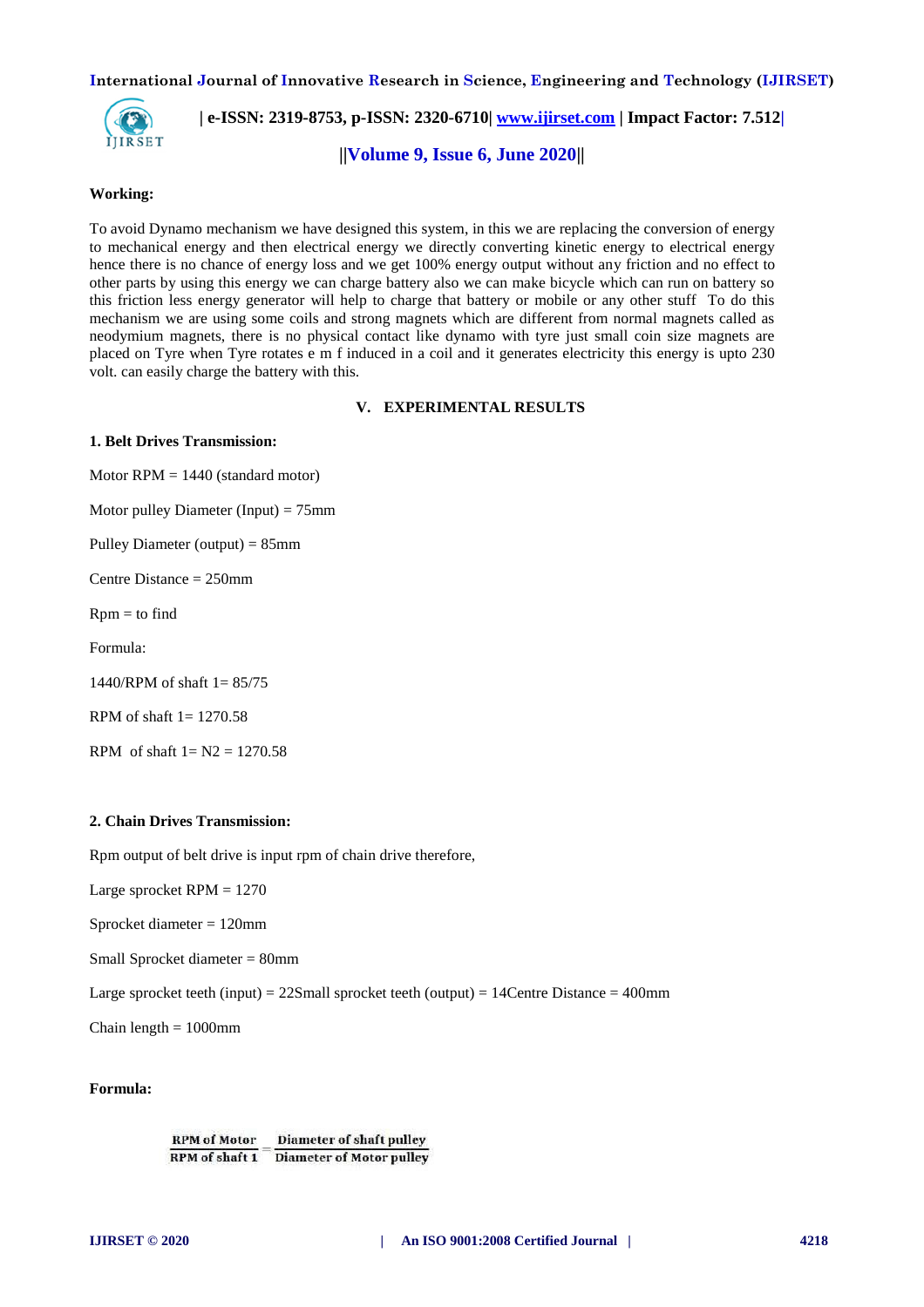**Working:**

To avoid Dynamo mechanism we have designed this system, in this we are replacing the conversion of energy to mechanical energy and then electrical energy we directly converting kinetic energy to electrical energy hence there is no chance of energy loss and we get 100% energy output without any friction and no effect to other parts by using this energy we can charge battery also we can make bicycle which can run on battery so this friction less energy generator will help to charge that battery or mobile or any other stuff To do this mechanism we are using some coils and strong magnets which are different from normal magnets called as neodymium magnets, there is no physical contact like dynamo with tyre just small coin size magnets are placed on Tyre when Tyre rotates e m f induced in a coil and it generates electricity this energy is upto 230 volt. can easily charge the battery with this.

## V. EXPERIMENTAL RESULTS

**1. Belt Drives Transmission:**

Motor RPM = 1440 (standard motor)

Motor pulley Diameter (Input) = 75mm

Pulley Diameter (output) = 85mm

Centre Distance = 250mm

Rpm = to find

Formula:

1440/RPM of shaft 1= 85/75

RPM of shaft 1= 1270.58

RPM of shaft 1= N2 = 1270.58

**2. Chain Drives Transmission:**

Rpm output of belt drive is input rpm of chain drive therefore,

Large sprocket RPM = 1270

Sprocket diameter = 120mm

Small Sprocket diameter = 80mm

Large sprocket teeth (input) = 22Small sprocket teeth (output) = 14Centre Distance = 400mm

Chain length = 1000mm

**Formula:**

$$\frac{\text{RPM of Motor}}{\text{RPM of shaft 1}} = \frac{\text{Diameter of shaft pulley}}{\text{Diameter of Motor pulley}}$$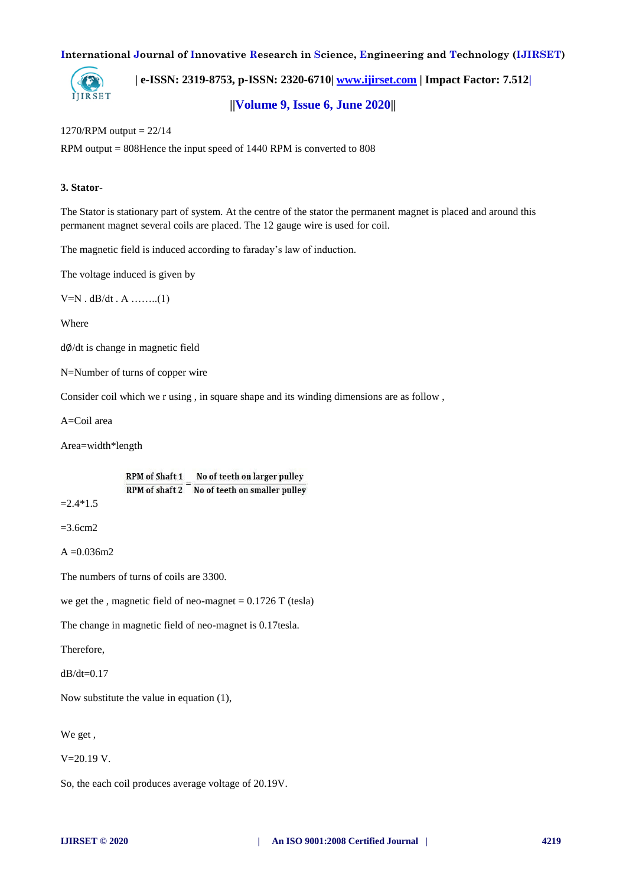1270/RPM output = 22/14

RPM output = 808Hence the input speed of 1440 RPM is converted to 808

**3. Stator-**

The Stator is stationary part of system. At the centre of the stator the permanent magnet is placed and around this permanent magnet several coils are placed. The 12 gauge wire is used for coil.

The magnetic field is induced according to faraday's law of induction.

The voltage induced is given by

V=N . dB/dt . A ……..(1)

Where

dØ/dt is change in magnetic field

N=Number of turns of copper wire

Consider coil which we r using , in square shape and its winding dimensions are as follow ,

A=Coil area

Area=width*length

$$\frac{\text{RPM of Shaft 1}}{\text{RPM of shaft 2}} = \frac{\text{No of teeth on larger pulley}}{\text{No of teeth on smaller pulley}}$$

=2.4*1.5

=3.6cm2

A =0.036m2

The numbers of turns of coils are 3300.

we get the , magnetic field of neo-magnet = 0.1726 T (tesla)

The change in magnetic field of neo-magnet is 0.17tesla.

Therefore,

dB/dt=0.17

Now substitute the value in equation (1),

We get ,

V=20.19 V.

So, the each coil produces average voltage of 20.19V.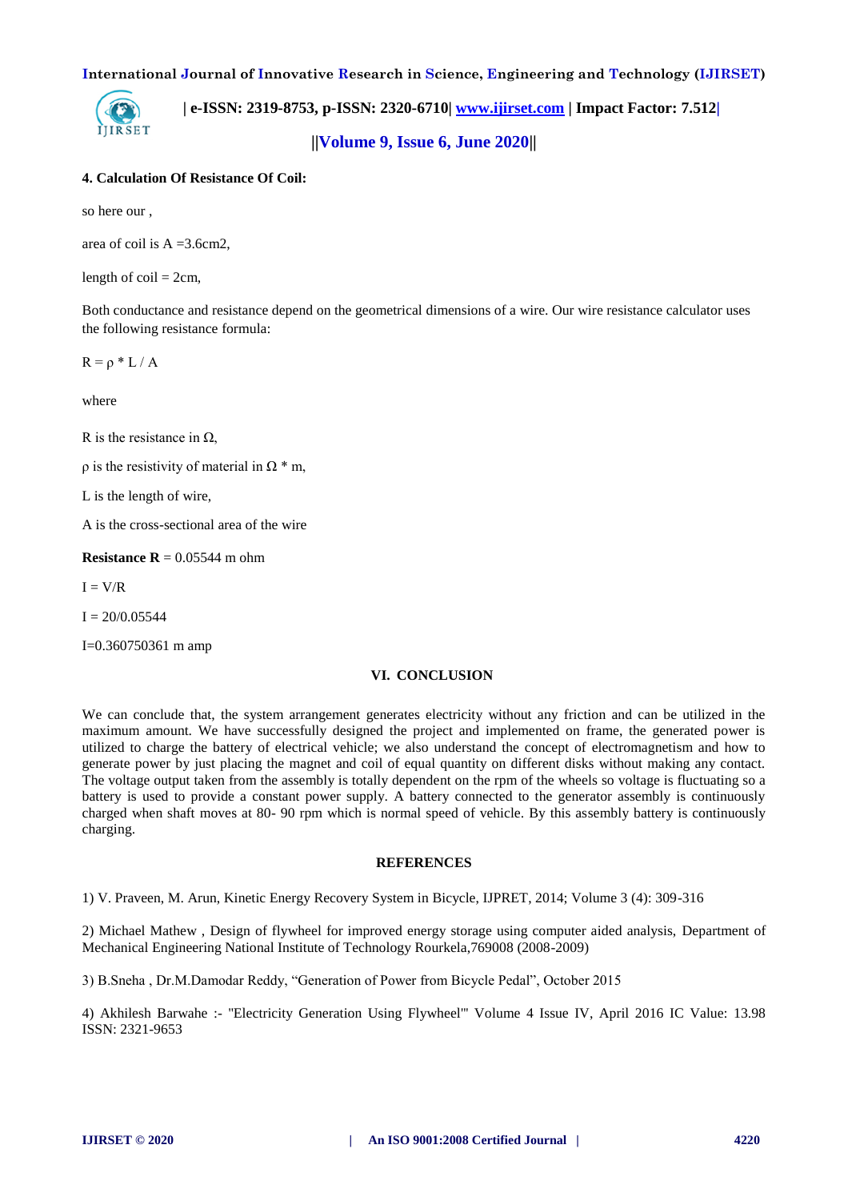**4. Calculation Of Resistance Of Coil:**

so here our ,

area of coil is A =3.6cm2,

length of coil = 2cm,

Both conductance and resistance depend on the geometrical dimensions of a wire. Our wire resistance calculator uses the following resistance formula:

$R = \rho * L / A$

where

R is the resistance in Ω,

ρ is the resistivity of material in Ω * m,

L is the length of wire,

A is the cross-sectional area of the wire

**Resistance R** = 0.05544 m ohm

$I = V/R$

$I = 20/0.05544$

I=0.360750361 m amp

## VI. CONCLUSION

We can conclude that, the system arrangement generates electricity without any friction and can be utilized in the maximum amount. We have successfully designed the project and implemented on frame, the generated power is utilized to charge the battery of electrical vehicle; we also understand the concept of electromagnetism and how to generate power by just placing the magnet and coil of equal quantity on different disks without making any contact. The voltage output taken from the assembly is totally dependent on the rpm of the wheels so voltage is fluctuating so a battery is used to provide a constant power supply. A battery connected to the generator assembly is continuously charged when shaft moves at 80- 90 rpm which is normal speed of vehicle. By this assembly battery is continuously charging.

## REFERENCES

1) V. Praveen, M. Arun, Kinetic Energy Recovery System in Bicycle, IJPRET, 2014; Volume 3 (4): 309-316

2) Michael Mathew , Design of flywheel for improved energy storage using computer aided analysis, Department of Mechanical Engineering National Institute of Technology Rourkela,769008 (2008-2009)

3) B.Sneha , Dr.M.Damodar Reddy, "Generation of Power from Bicycle Pedal", October 2015

4) Akhilesh Barwahe :- "Electricity Generation Using Flywheel'" Volume 4 Issue IV, April 2016 IC Value: 13.98 ISSN: 2321-9653